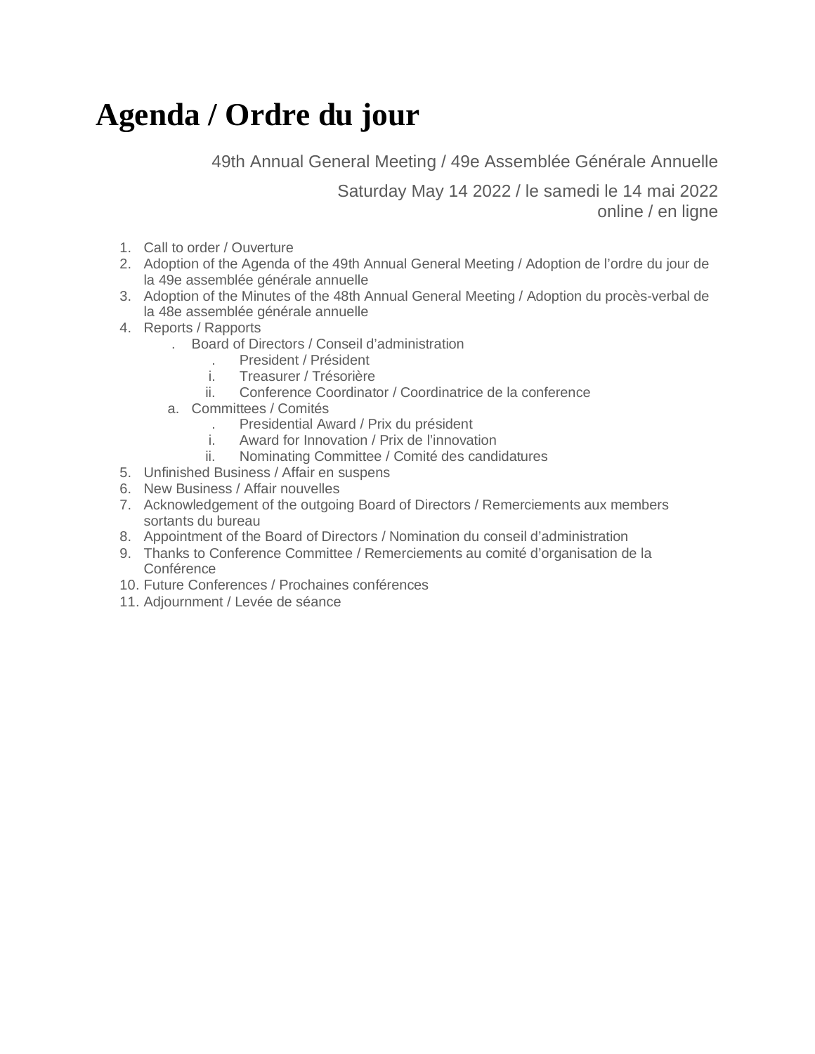# Agenda / Ordre du jour

49th Annual General Meeting / 49e Assemblée Générale Annuelle

Saturday May 14 2022 / le samedi le 14 mai 2022
online / en ligne

1. Call to order / Ouverture
2. Adoption of the Agenda of the 49th Annual General Meeting / Adoption de l'ordre du jour de la 49e assemblée générale annuelle
3. Adoption of the Minutes of the 48th Annual General Meeting / Adoption du procès-verbal de la 48e assemblée générale annuelle
4. Reports / Rapports
   - Board of Directors / Conseil d'administration
     - President / Président
     - i. Treasurer / Trésorière
     - ii. Conference Coordinator / Coordinatrice de la conference
   - a. Committees / Comités
     - Presidential Award / Prix du président
     - i. Award for Innovation / Prix de l'innovation
     - ii. Nominating Committee / Comité des candidatures
5. Unfinished Business / Affair en suspens
6. New Business / Affair nouvelles
7. Acknowledgement of the outgoing Board of Directors / Remerciements aux members sortants du bureau
8. Appointment of the Board of Directors / Nomination du conseil d'administration
9. Thanks to Conference Committee / Remerciements au comité d'organisation de la Conférence
10. Future Conferences / Prochaines conférences
11. Adjournment / Levée de séance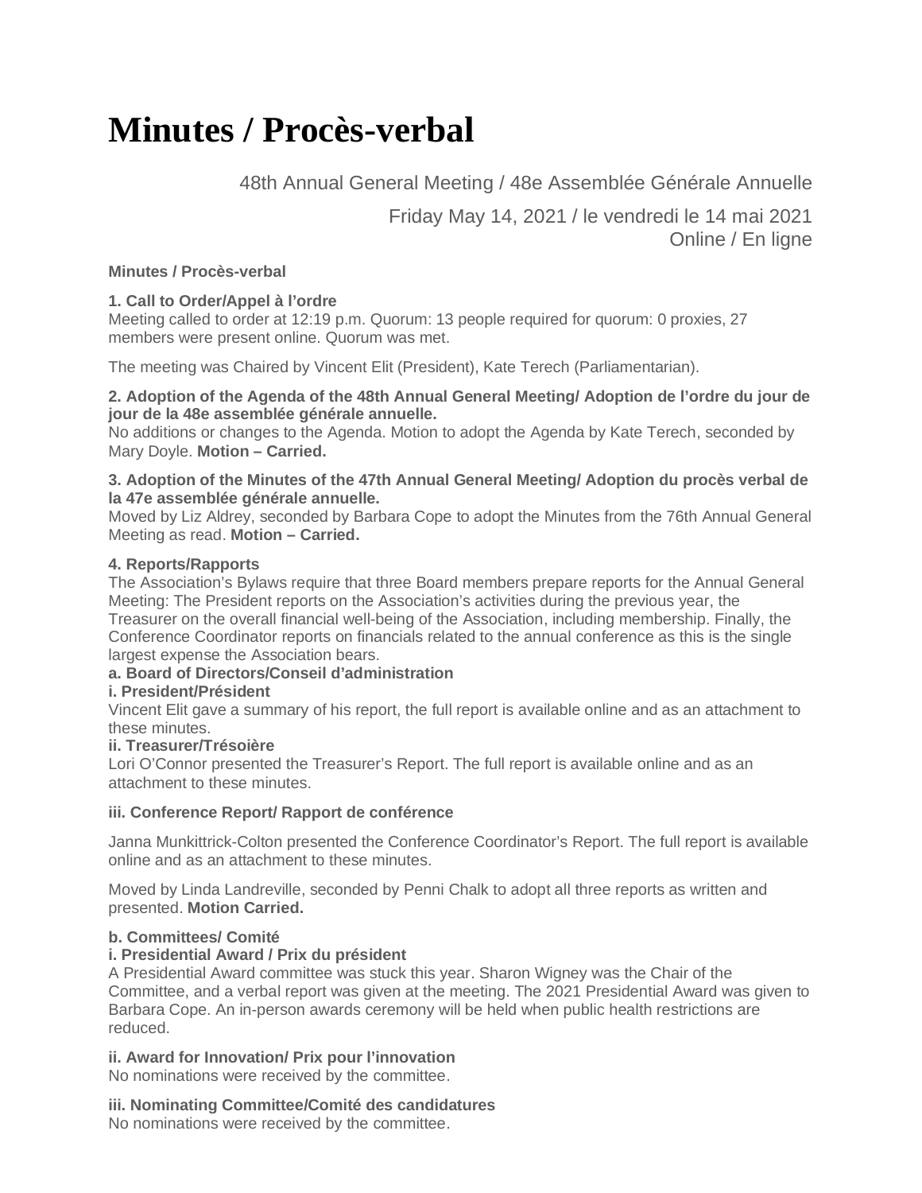# Minutes / Procès-verbal

48th Annual General Meeting / 48e Assemblée Générale Annuelle

Friday May 14, 2021 / le vendredi le 14 mai 2021
Online / En ligne

**Minutes / Procès-verbal**

**1. Call to Order/Appel à l'ordre**
Meeting called to order at 12:19 p.m. Quorum: 13 people required for quorum: 0 proxies, 27 members were present online. Quorum was met.

The meeting was Chaired by Vincent Elit (President), Kate Terech (Parliamentarian).

**2. Adoption of the Agenda of the 48th Annual General Meeting/ Adoption de l'ordre du jour de jour de la 48e assemblée générale annuelle.**
No additions or changes to the Agenda. Motion to adopt the Agenda by Kate Terech, seconded by Mary Doyle. **Motion – Carried.**

**3. Adoption of the Minutes of the 47th Annual General Meeting/ Adoption du procès verbal de la 47e assemblée générale annuelle.**
Moved by Liz Aldrey, seconded by Barbara Cope to adopt the Minutes from the 76th Annual General Meeting as read. **Motion – Carried.**

**4. Reports/Rapports**
The Association's Bylaws require that three Board members prepare reports for the Annual General Meeting: The President reports on the Association's activities during the previous year, the Treasurer on the overall financial well-being of the Association, including membership. Finally, the Conference Coordinator reports on financials related to the annual conference as this is the single largest expense the Association bears.

**a. Board of Directors/Conseil d'administration**

**i. President/Président**
Vincent Elit gave a summary of his report, the full report is available online and as an attachment to these minutes.

**ii. Treasurer/Trésoière**
Lori O'Connor presented the Treasurer's Report. The full report is available online and as an attachment to these minutes.

**iii. Conference Report/ Rapport de conférence**

Janna Munkittrick-Colton presented the Conference Coordinator's Report. The full report is available online and as an attachment to these minutes.

Moved by Linda Landreville, seconded by Penni Chalk to adopt all three reports as written and presented. **Motion Carried.**

**b. Committees/ Comité**

**i. Presidential Award / Prix du président**
A Presidential Award committee was stuck this year. Sharon Wigney was the Chair of the Committee, and a verbal report was given at the meeting. The 2021 Presidential Award was given to Barbara Cope. An in-person awards ceremony will be held when public health restrictions are reduced.

**ii. Award for Innovation/ Prix pour l'innovation**
No nominations were received by the committee.

**iii. Nominating Committee/Comité des candidatures**
No nominations were received by the committee.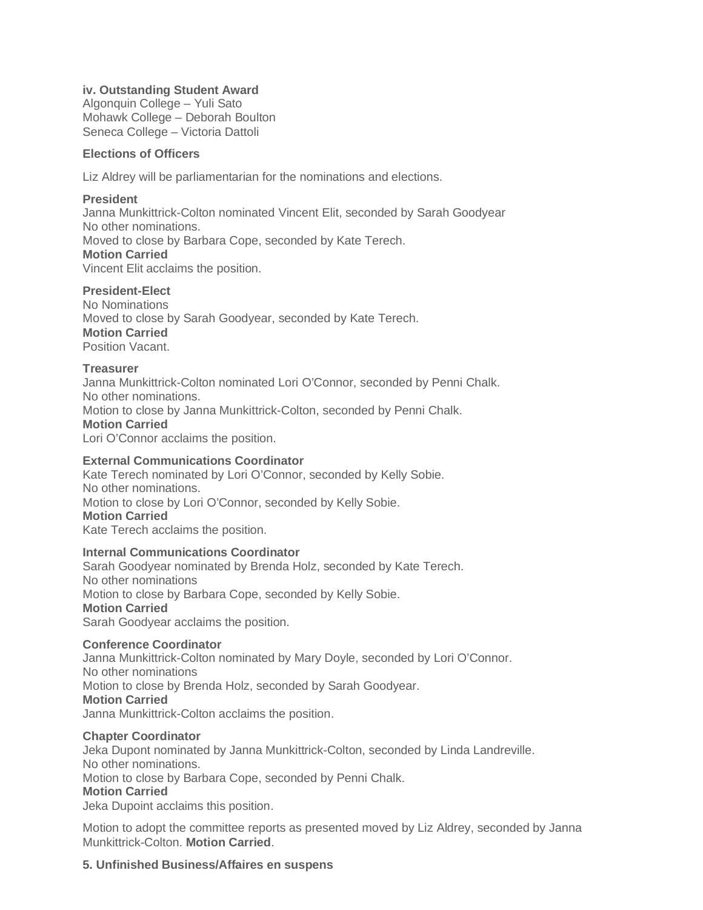**iv. Outstanding Student Award**
Algonquin College – Yuli Sato
Mohawk College – Deborah Boulton
Seneca College – Victoria Dattoli

**Elections of Officers**

Liz Aldrey will be parliamentarian for the nominations and elections.

**President**
Janna Munkittrick-Colton nominated Vincent Elit, seconded by Sarah Goodyear
No other nominations.
Moved to close by Barbara Cope, seconded by Kate Terech.
**Motion Carried**
Vincent Elit acclaims the position.

**President-Elect**
No Nominations
Moved to close by Sarah Goodyear, seconded by Kate Terech.
**Motion Carried**
Position Vacant.

**Treasurer**
Janna Munkittrick-Colton nominated Lori O'Connor, seconded by Penni Chalk.
No other nominations.
Motion to close by Janna Munkittrick-Colton, seconded by Penni Chalk.
**Motion Carried**
Lori O'Connor acclaims the position.

**External Communications Coordinator**
Kate Terech nominated by Lori O'Connor, seconded by Kelly Sobie.
No other nominations.
Motion to close by Lori O'Connor, seconded by Kelly Sobie.
**Motion Carried**
Kate Terech acclaims the position.

**Internal Communications Coordinator**
Sarah Goodyear nominated by Brenda Holz, seconded by Kate Terech.
No other nominations
Motion to close by Barbara Cope, seconded by Kelly Sobie.
**Motion Carried**
Sarah Goodyear acclaims the position.

**Conference Coordinator**
Janna Munkittrick-Colton nominated by Mary Doyle, seconded by Lori O'Connor.
No other nominations
Motion to close by Brenda Holz, seconded by Sarah Goodyear.
**Motion Carried**
Janna Munkittrick-Colton acclaims the position.

**Chapter Coordinator**
Jeka Dupont nominated by Janna Munkittrick-Colton, seconded by Linda Landreville.
No other nominations.
Motion to close by Barbara Cope, seconded by Penni Chalk.
**Motion Carried**
Jeka Dupoint acclaims this position.

Motion to adopt the committee reports as presented moved by Liz Aldrey, seconded by Janna Munkittrick-Colton. **Motion Carried**.

**5. Unfinished Business/Affaires en suspens**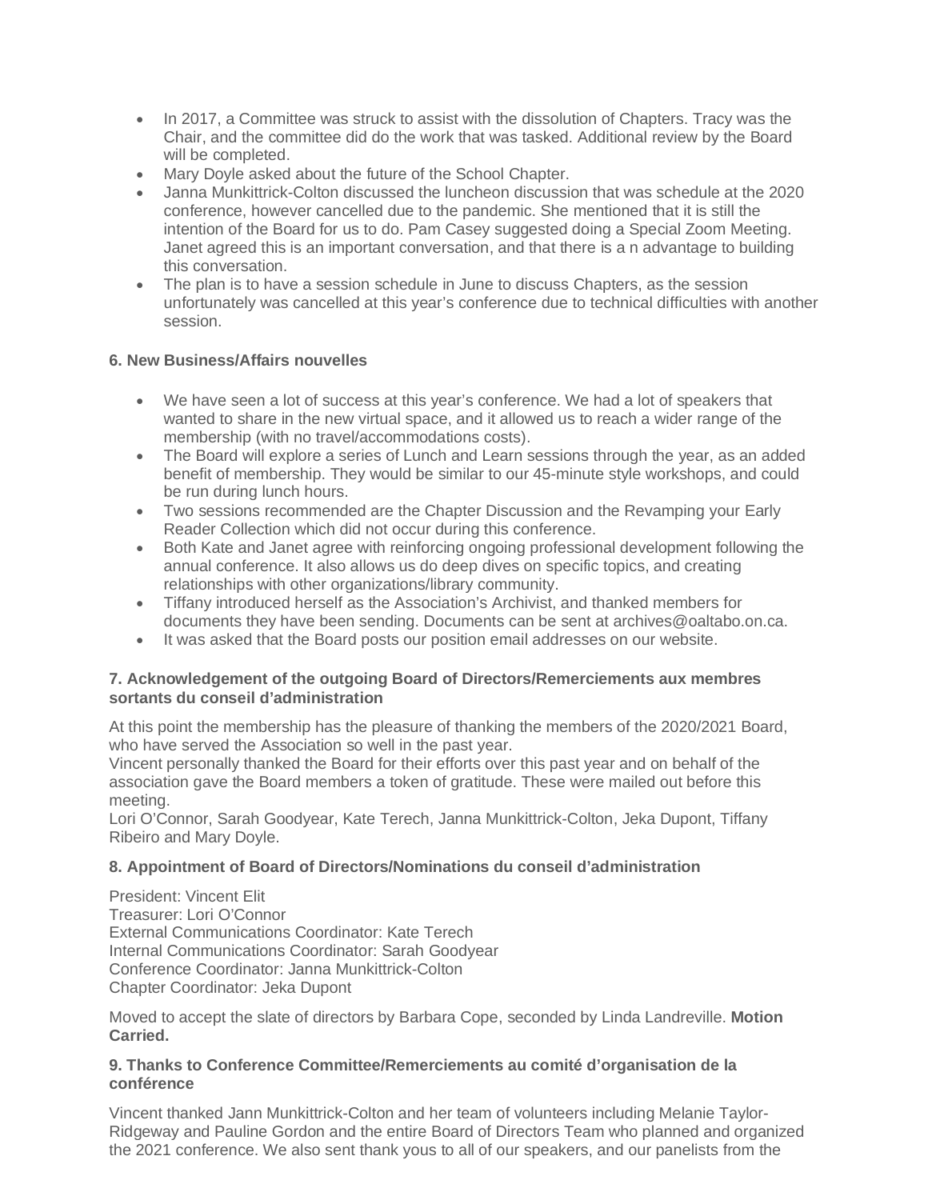- In 2017, a Committee was struck to assist with the dissolution of Chapters. Tracy was the Chair, and the committee did do the work that was tasked. Additional review by the Board will be completed.
- Mary Doyle asked about the future of the School Chapter.
- Janna Munkittrick-Colton discussed the luncheon discussion that was schedule at the 2020 conference, however cancelled due to the pandemic. She mentioned that it is still the intention of the Board for us to do. Pam Casey suggested doing a Special Zoom Meeting. Janet agreed this is an important conversation, and that there is a n advantage to building this conversation.
- The plan is to have a session schedule in June to discuss Chapters, as the session unfortunately was cancelled at this year's conference due to technical difficulties with another session.

**6. New Business/Affairs nouvelles**

- We have seen a lot of success at this year's conference. We had a lot of speakers that wanted to share in the new virtual space, and it allowed us to reach a wider range of the membership (with no travel/accommodations costs).
- The Board will explore a series of Lunch and Learn sessions through the year, as an added benefit of membership. They would be similar to our 45-minute style workshops, and could be run during lunch hours.
- Two sessions recommended are the Chapter Discussion and the Revamping your Early Reader Collection which did not occur during this conference.
- Both Kate and Janet agree with reinforcing ongoing professional development following the annual conference. It also allows us do deep dives on specific topics, and creating relationships with other organizations/library community.
- Tiffany introduced herself as the Association's Archivist, and thanked members for documents they have been sending. Documents can be sent at archives@oaltabo.on.ca.
- It was asked that the Board posts our position email addresses on our website.

**7. Acknowledgement of the outgoing Board of Directors/Remerciements aux membres sortants du conseil d'administration**

At this point the membership has the pleasure of thanking the members of the 2020/2021 Board, who have served the Association so well in the past year.
Vincent personally thanked the Board for their efforts over this past year and on behalf of the association gave the Board members a token of gratitude. These were mailed out before this meeting.
Lori O'Connor, Sarah Goodyear, Kate Terech, Janna Munkittrick-Colton, Jeka Dupont, Tiffany Ribeiro and Mary Doyle.

**8. Appointment of Board of Directors/Nominations du conseil d'administration**

President: Vincent Elit
Treasurer: Lori O'Connor
External Communications Coordinator: Kate Terech
Internal Communications Coordinator: Sarah Goodyear
Conference Coordinator: Janna Munkittrick-Colton
Chapter Coordinator: Jeka Dupont

Moved to accept the slate of directors by Barbara Cope, seconded by Linda Landreville. **Motion Carried.**

**9. Thanks to Conference Committee/Remerciements au comité d'organisation de la conférence**

Vincent thanked Jann Munkittrick-Colton and her team of volunteers including Melanie Taylor-Ridgeway and Pauline Gordon and the entire Board of Directors Team who planned and organized the 2021 conference. We also sent thank yous to all of our speakers, and our panelists from the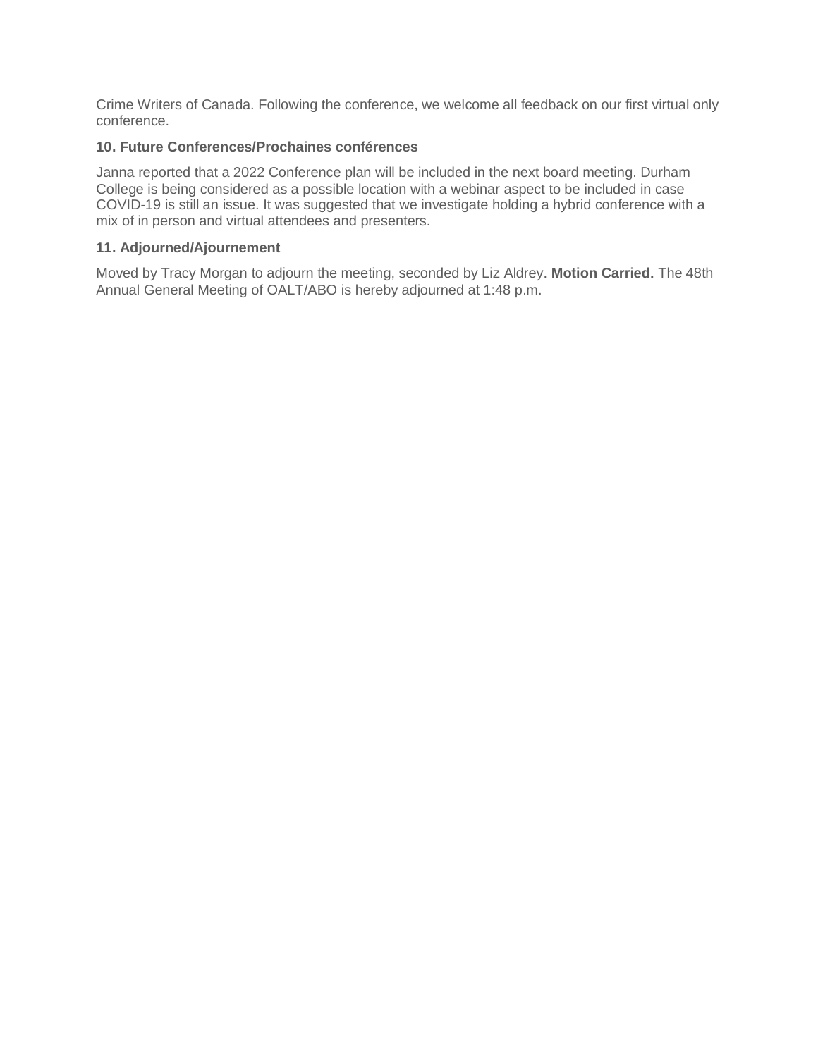Crime Writers of Canada. Following the conference, we welcome all feedback on our first virtual only conference.

**10. Future Conferences/Prochaines conférences**

Janna reported that a 2022 Conference plan will be included in the next board meeting. Durham College is being considered as a possible location with a webinar aspect to be included in case COVID-19 is still an issue. It was suggested that we investigate holding a hybrid conference with a mix of in person and virtual attendees and presenters.

**11. Adjourned/Ajournement**

Moved by Tracy Morgan to adjourn the meeting, seconded by Liz Aldrey. **Motion Carried.** The 48th Annual General Meeting of OALT/ABO is hereby adjourned at 1:48 p.m.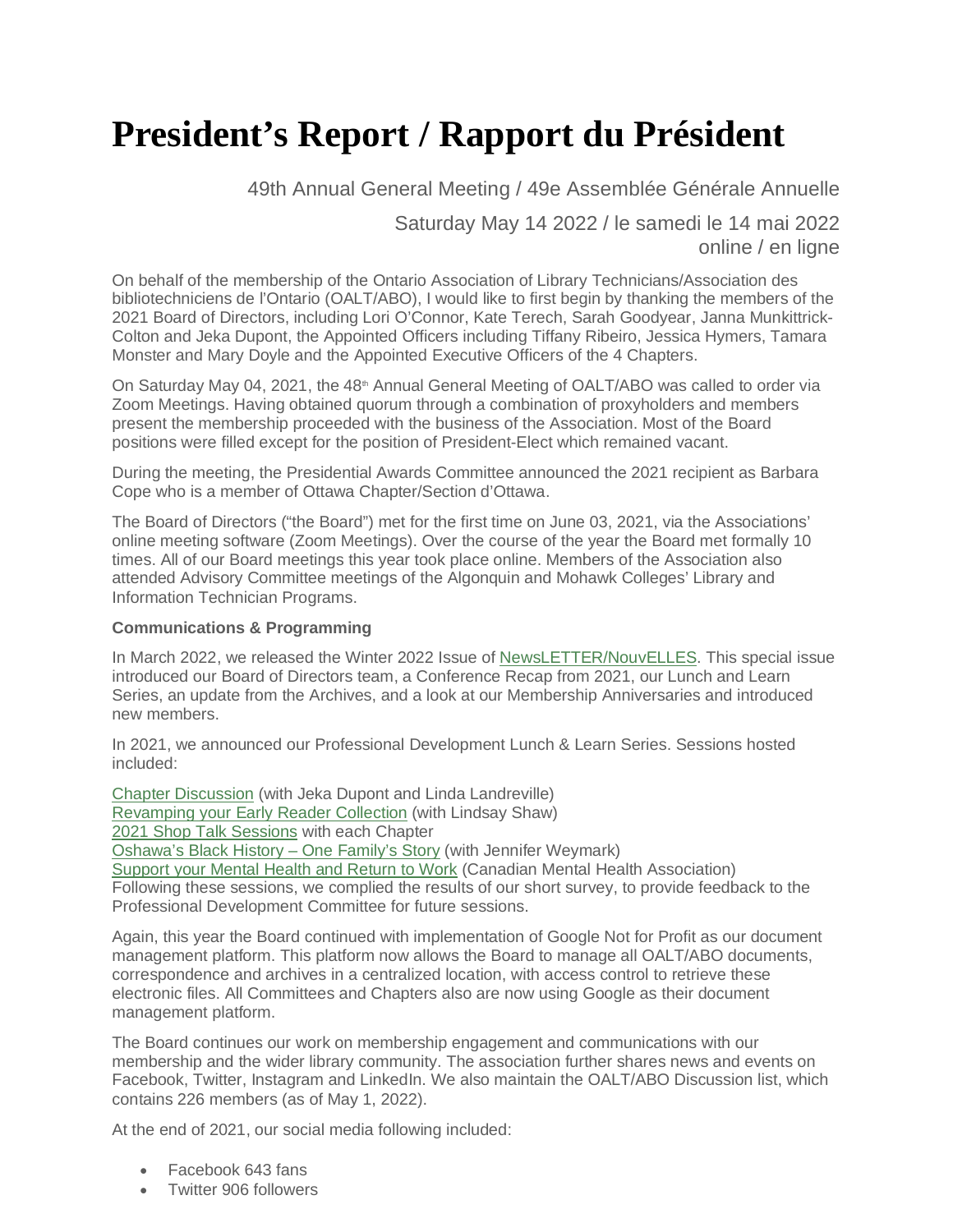# President's Report / Rapport du Président

49th Annual General Meeting / 49e Assemblée Générale Annuelle

Saturday May 14 2022 / le samedi le 14 mai 2022
online / en ligne

On behalf of the membership of the Ontario Association of Library Technicians/Association des bibliotechniciens de l'Ontario (OALT/ABO), I would like to first begin by thanking the members of the 2021 Board of Directors, including Lori O'Connor, Kate Terech, Sarah Goodyear, Janna Munkittrick-Colton and Jeka Dupont, the Appointed Officers including Tiffany Ribeiro, Jessica Hymers, Tamara Monster and Mary Doyle and the Appointed Executive Officers of the 4 Chapters.

On Saturday May 04, 2021, the 48th Annual General Meeting of OALT/ABO was called to order via Zoom Meetings. Having obtained quorum through a combination of proxyholders and members present the membership proceeded with the business of the Association. Most of the Board positions were filled except for the position of President-Elect which remained vacant.

During the meeting, the Presidential Awards Committee announced the 2021 recipient as Barbara Cope who is a member of Ottawa Chapter/Section d'Ottawa.

The Board of Directors ("the Board") met for the first time on June 03, 2021, via the Associations' online meeting software (Zoom Meetings). Over the course of the year the Board met formally 10 times. All of our Board meetings this year took place online. Members of the Association also attended Advisory Committee meetings of the Algonquin and Mohawk Colleges' Library and Information Technician Programs.

**Communications & Programming**

In March 2022, we released the Winter 2022 Issue of NewsLETTER/NouvELLES. This special issue introduced our Board of Directors team, a Conference Recap from 2021, our Lunch and Learn Series, an update from the Archives, and a look at our Membership Anniversaries and introduced new members.

In 2021, we announced our Professional Development Lunch & Learn Series. Sessions hosted included:

Chapter Discussion (with Jeka Dupont and Linda Landreville)
Revamping your Early Reader Collection (with Lindsay Shaw)
2021 Shop Talk Sessions with each Chapter
Oshawa's Black History – One Family's Story (with Jennifer Weymark)
Support your Mental Health and Return to Work (Canadian Mental Health Association)
Following these sessions, we complied the results of our short survey, to provide feedback to the Professional Development Committee for future sessions.

Again, this year the Board continued with implementation of Google Not for Profit as our document management platform. This platform now allows the Board to manage all OALT/ABO documents, correspondence and archives in a centralized location, with access control to retrieve these electronic files. All Committees and Chapters also are now using Google as their document management platform.

The Board continues our work on membership engagement and communications with our membership and the wider library community. The association further shares news and events on Facebook, Twitter, Instagram and LinkedIn. We also maintain the OALT/ABO Discussion list, which contains 226 members (as of May 1, 2022).

At the end of 2021, our social media following included:

- Facebook 643 fans
- Twitter 906 followers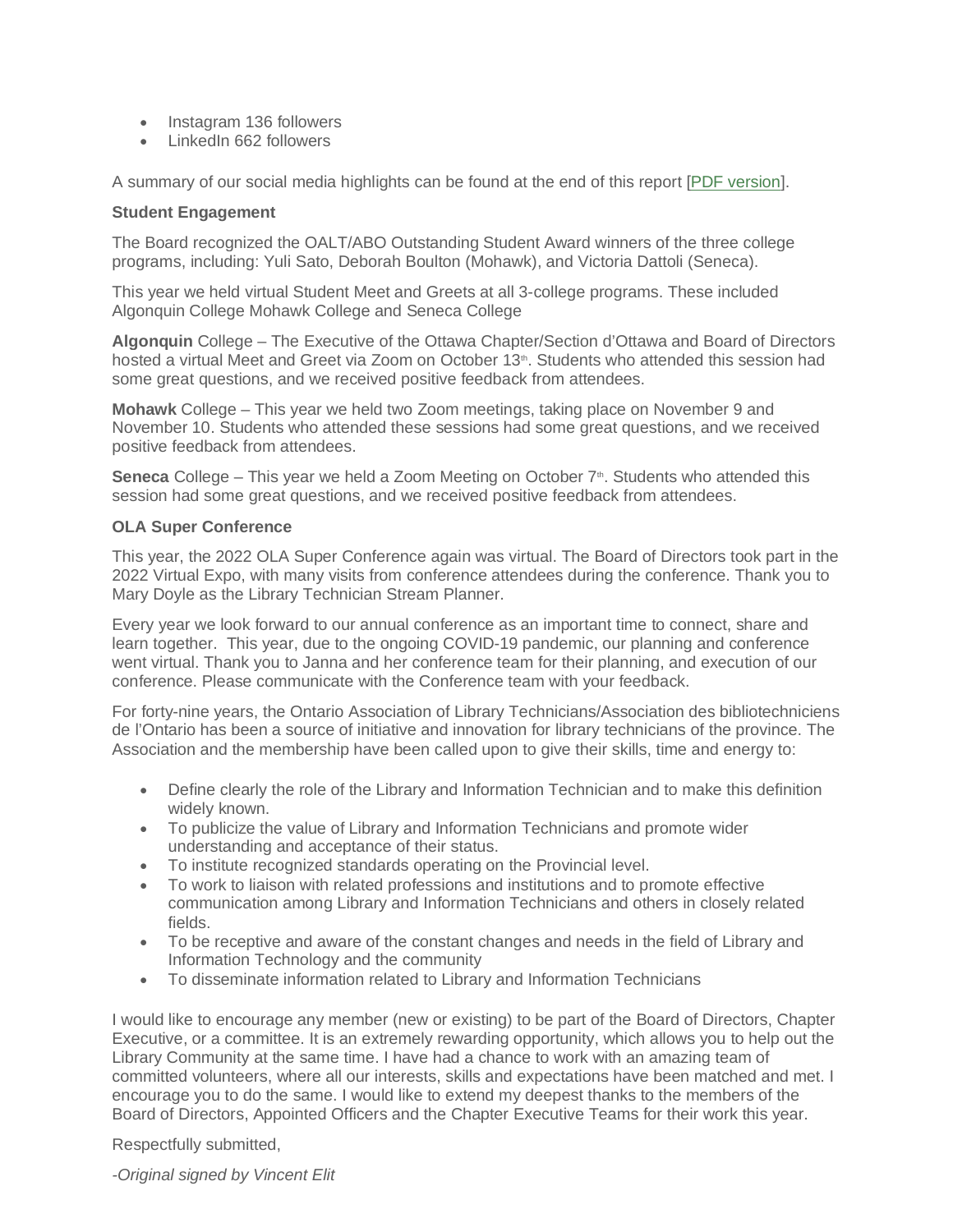- Instagram 136 followers
- LinkedIn 662 followers

A summary of our social media highlights can be found at the end of this report [PDF version].

**Student Engagement**

The Board recognized the OALT/ABO Outstanding Student Award winners of the three college programs, including: Yuli Sato, Deborah Boulton (Mohawk), and Victoria Dattoli (Seneca).

This year we held virtual Student Meet and Greets at all 3-college programs. These included Algonquin College Mohawk College and Seneca College

**Algonquin** College – The Executive of the Ottawa Chapter/Section d'Ottawa and Board of Directors hosted a virtual Meet and Greet via Zoom on October 13th. Students who attended this session had some great questions, and we received positive feedback from attendees.

**Mohawk** College – This year we held two Zoom meetings, taking place on November 9 and November 10. Students who attended these sessions had some great questions, and we received positive feedback from attendees.

**Seneca** College – This year we held a Zoom Meeting on October 7th. Students who attended this session had some great questions, and we received positive feedback from attendees.

**OLA Super Conference**

This year, the 2022 OLA Super Conference again was virtual. The Board of Directors took part in the 2022 Virtual Expo, with many visits from conference attendees during the conference. Thank you to Mary Doyle as the Library Technician Stream Planner.

Every year we look forward to our annual conference as an important time to connect, share and learn together. This year, due to the ongoing COVID-19 pandemic, our planning and conference went virtual. Thank you to Janna and her conference team for their planning, and execution of our conference. Please communicate with the Conference team with your feedback.

For forty-nine years, the Ontario Association of Library Technicians/Association des bibliotechniciens de l'Ontario has been a source of initiative and innovation for library technicians of the province. The Association and the membership have been called upon to give their skills, time and energy to:

- Define clearly the role of the Library and Information Technician and to make this definition widely known.
- To publicize the value of Library and Information Technicians and promote wider understanding and acceptance of their status.
- To institute recognized standards operating on the Provincial level.
- To work to liaison with related professions and institutions and to promote effective communication among Library and Information Technicians and others in closely related fields.
- To be receptive and aware of the constant changes and needs in the field of Library and Information Technology and the community
- To disseminate information related to Library and Information Technicians

I would like to encourage any member (new or existing) to be part of the Board of Directors, Chapter Executive, or a committee. It is an extremely rewarding opportunity, which allows you to help out the Library Community at the same time. I have had a chance to work with an amazing team of committed volunteers, where all our interests, skills and expectations have been matched and met. I encourage you to do the same. I would like to extend my deepest thanks to the members of the Board of Directors, Appointed Officers and the Chapter Executive Teams for their work this year.

Respectfully submitted,

*-Original signed by Vincent Elit*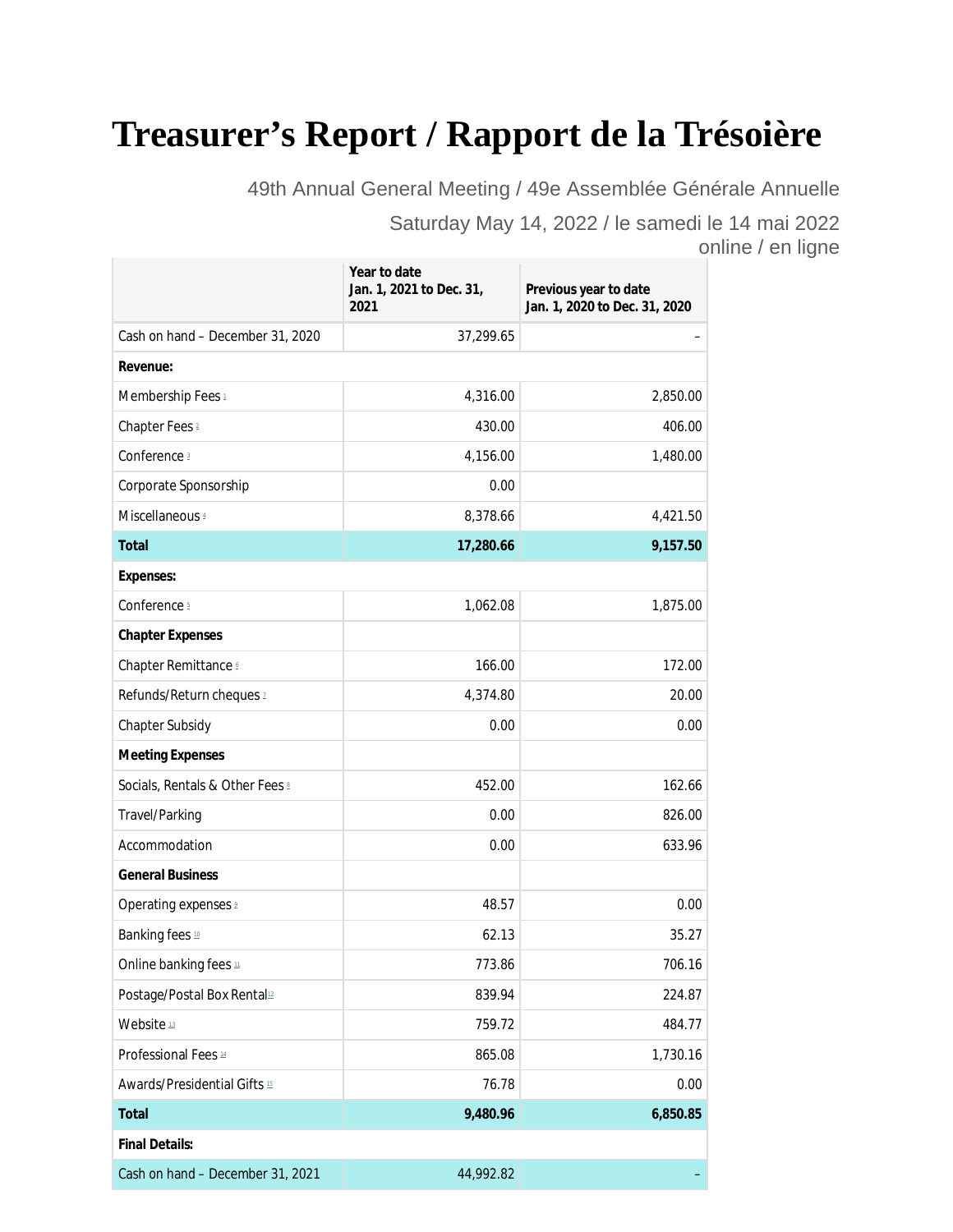# Treasurer's Report / Rapport de la Trésoière

49th Annual General Meeting / 49e Assemblée Générale Annuelle

Saturday May 14, 2022 / le samedi le 14 mai 2022

online / en ligne

| | Year to date Jan. 1, 2021 to Dec. 31, 2021 | Previous year to date Jan. 1, 2020 to Dec. 31, 2020 |
|---|---|---|
| Cash on hand – December 31, 2020 | 37,299.65 | – |
| **Revenue:** | | |
| Membership Fees [1] | 4,316.00 | 2,850.00 |
| Chapter Fees [2] | 430.00 | 406.00 |
| Conference [3] | 4,156.00 | 1,480.00 |
| Corporate Sponsorship | 0.00 | |
| Miscellaneous [4] | 8,378.66 | 4,421.50 |
| **Total** | **17,280.66** | **9,157.50** |
| **Expenses:** | | |
| Conference [5] | 1,062.08 | 1,875.00 |
| **Chapter Expenses** | | |
| Chapter Remittance [6] | 166.00 | 172.00 |
| Refunds/Return cheques [7] | 4,374.80 | 20.00 |
| Chapter Subsidy | 0.00 | 0.00 |
| **Meeting Expenses** | | |
| Socials, Rentals & Other Fees [8] | 452.00 | 162.66 |
| Travel/Parking | 0.00 | 826.00 |
| Accommodation | 0.00 | 633.96 |
| **General Business** | | |
| Operating expenses [9] | 48.57 | 0.00 |
| Banking fees [10] | 62.13 | 35.27 |
| Online banking fees [11] | 773.86 | 706.16 |
| Postage/Postal Box Rental [12] | 839.94 | 224.87 |
| Website [13] | 759.72 | 484.77 |
| Professional Fees [14] | 865.08 | 1,730.16 |
| Awards/Presidential Gifts [15] | 76.78 | 0.00 |
| **Total** | **9,480.96** | **6,850.85** |
| **Final Details:** | | |
| Cash on hand – December 31, 2021 | 44,992.82 | – |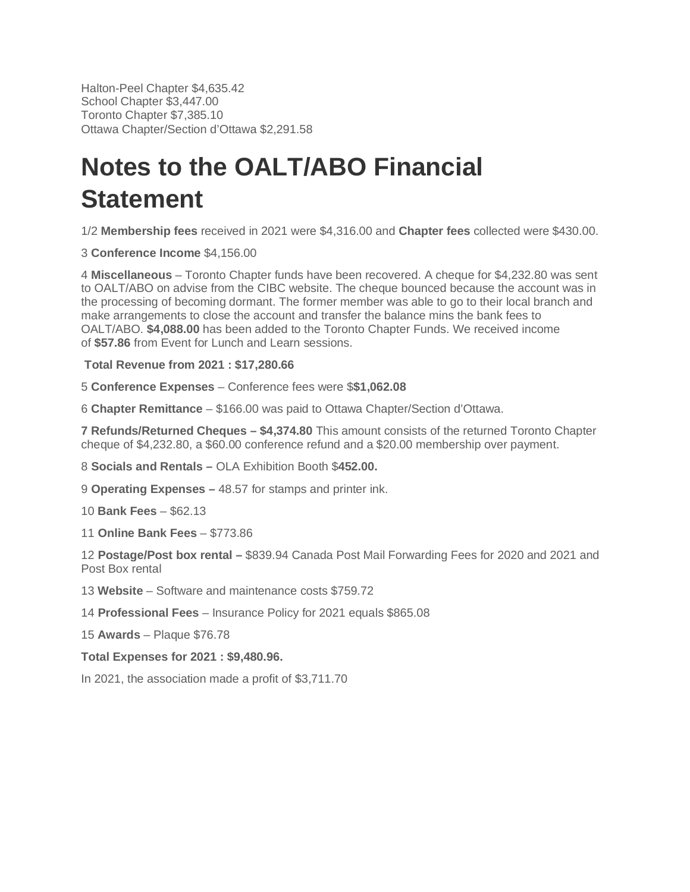Halton-Peel Chapter $4,635.42
School Chapter $3,447.00
Toronto Chapter $7,385.10
Ottawa Chapter/Section d'Ottawa $2,291.58

# Notes to the OALT/ABO Financial Statement

1/2 **Membership fees** received in 2021 were $4,316.00 and **Chapter fees** collected were $430.00.

3 **Conference Income** $4,156.00

4 **Miscellaneous** – Toronto Chapter funds have been recovered. A cheque for $4,232.80 was sent to OALT/ABO on advise from the CIBC website. The cheque bounced because the account was in the processing of becoming dormant. The former member was able to go to their local branch and make arrangements to close the account and transfer the balance mins the bank fees to OALT/ABO. **$4,088.00** has been added to the Toronto Chapter Funds. We received income of **$57.86** from Event for Lunch and Learn sessions.

**Total Revenue from 2021 : $17,280.66**

5 **Conference Expenses** – Conference fees were $**$1,062.08**

6 **Chapter Remittance** – $166.00 was paid to Ottawa Chapter/Section d'Ottawa.

**7 Refunds/Returned Cheques – $4,374.80** This amount consists of the returned Toronto Chapter cheque of $4,232.80, a $60.00 conference refund and a $20.00 membership over payment.

8 **Socials and Rentals –** OLA Exhibition Booth $**452.00.**

9 **Operating Expenses –** 48.57 for stamps and printer ink.

10 **Bank Fees** – $62.13

11 **Online Bank Fees** – $773.86

12 **Postage/Post box rental –** $839.94 Canada Post Mail Forwarding Fees for 2020 and 2021 and Post Box rental

13 **Website** – Software and maintenance costs $759.72

14 **Professional Fees** – Insurance Policy for 2021 equals $865.08

15 **Awards** – Plaque $76.78

**Total Expenses for 2021 : $9,480.96.**

In 2021, the association made a profit of $3,711.70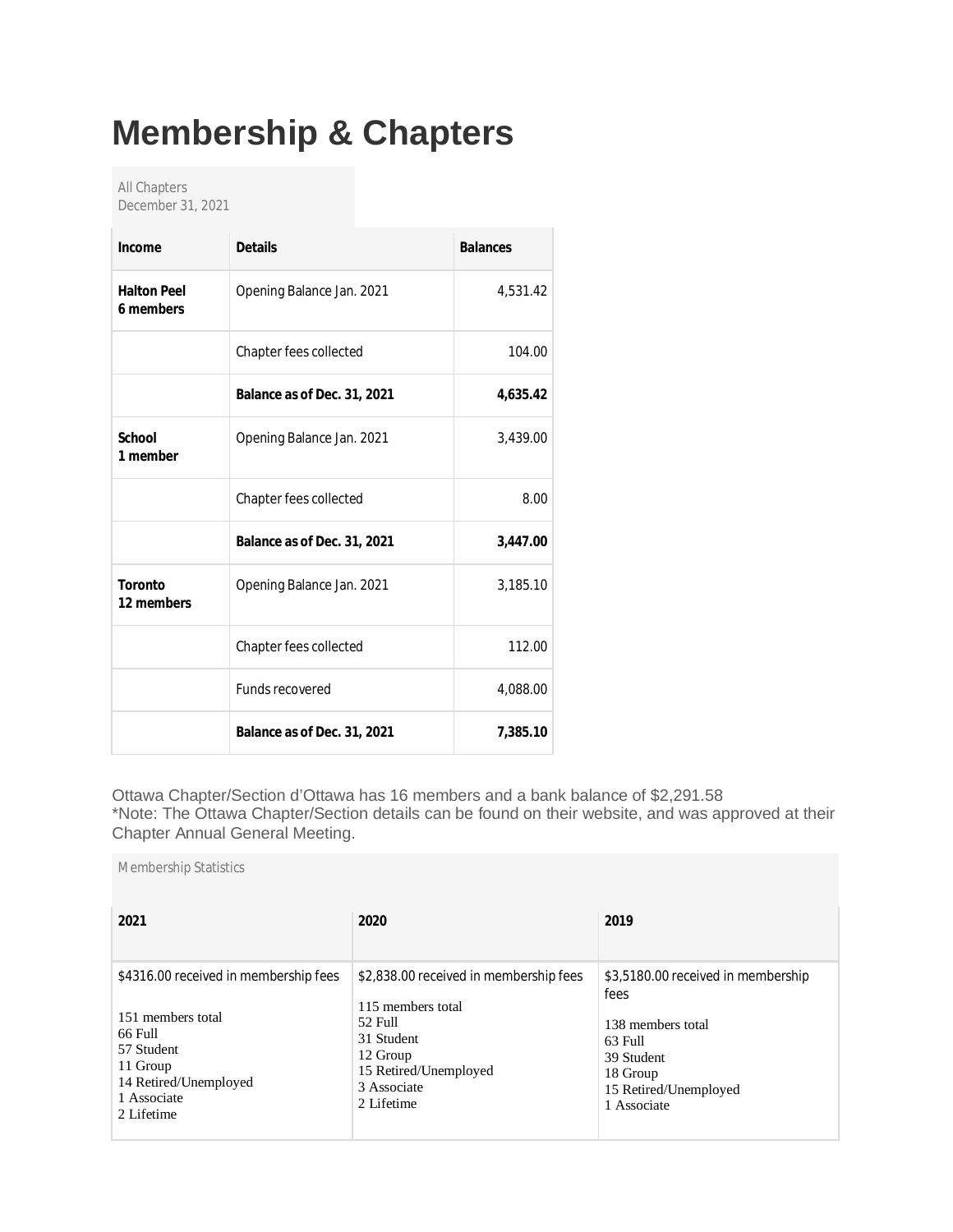# Membership & Chapters

All Chapters
December 31, 2021

| Income | Details | Balances |
|---|---|---|
| **Halton Peel 6 members** | Opening Balance Jan. 2021 | 4,531.42 |
| | Chapter fees collected | 104.00 |
| | **Balance as of Dec. 31, 2021** | **4,635.42** |
| **School 1 member** | Opening Balance Jan. 2021 | 3,439.00 |
| | Chapter fees collected | 8.00 |
| | **Balance as of Dec. 31, 2021** | **3,447.00** |
| **Toronto 12 members** | Opening Balance Jan. 2021 | 3,185.10 |
| | Chapter fees collected | 112.00 |
| | Funds recovered | 4,088.00 |
| | **Balance as of Dec. 31, 2021** | **7,385.10** |

Ottawa Chapter/Section d'Ottawa has 16 members and a bank balance of $2,291.58
*Note: The Ottawa Chapter/Section details can be found on their website, and was approved at their Chapter Annual General Meeting.

Membership Statistics

| 2021 | 2020 | 2019 |
|---|---|---|
| $4316.00 received in membership fees<br><br>151 members total<br>66 Full<br>57 Student<br>11 Group<br>14 Retired/Unemployed<br>1 Associate<br>2 Lifetime | $2,838.00 received in membership fees<br><br>115 members total<br>52 Full<br>31 Student<br>12 Group<br>15 Retired/Unemployed<br>3 Associate<br>2 Lifetime | $3,5180.00 received in membership fees<br><br>138 members total<br>63 Full<br>39 Student<br>18 Group<br>15 Retired/Unemployed<br>1 Associate |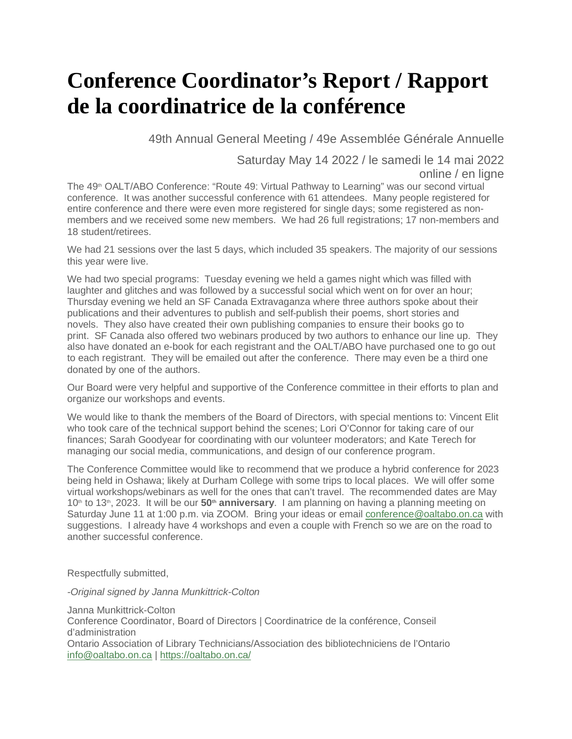# Conference Coordinator's Report / Rapport de la coordinatrice de la conférence

49th Annual General Meeting / 49e Assemblée Générale Annuelle

Saturday May 14 2022 / le samedi le 14 mai 2022
online / en ligne

The 49th OALT/ABO Conference: "Route 49: Virtual Pathway to Learning" was our second virtual conference. It was another successful conference with 61 attendees. Many people registered for entire conference and there were even more registered for single days; some registered as non-members and we received some new members. We had 26 full registrations; 17 non-members and 18 student/retirees.

We had 21 sessions over the last 5 days, which included 35 speakers. The majority of our sessions this year were live.

We had two special programs: Tuesday evening we held a games night which was filled with laughter and glitches and was followed by a successful social which went on for over an hour; Thursday evening we held an SF Canada Extravaganza where three authors spoke about their publications and their adventures to publish and self-publish their poems, short stories and novels. They also have created their own publishing companies to ensure their books go to print. SF Canada also offered two webinars produced by two authors to enhance our line up. They also have donated an e-book for each registrant and the OALT/ABO have purchased one to go out to each registrant. They will be emailed out after the conference. There may even be a third one donated by one of the authors.

Our Board were very helpful and supportive of the Conference committee in their efforts to plan and organize our workshops and events.

We would like to thank the members of the Board of Directors, with special mentions to: Vincent Elit who took care of the technical support behind the scenes; Lori O'Connor for taking care of our finances; Sarah Goodyear for coordinating with our volunteer moderators; and Kate Terech for managing our social media, communications, and design of our conference program.

The Conference Committee would like to recommend that we produce a hybrid conference for 2023 being held in Oshawa; likely at Durham College with some trips to local places. We will offer some virtual workshops/webinars as well for the ones that can't travel. The recommended dates are May 10th to 13th, 2023. It will be our **50th anniversary**. I am planning on having a planning meeting on Saturday June 11 at 1:00 p.m. via ZOOM. Bring your ideas or email conference@oaltabo.on.ca with suggestions. I already have 4 workshops and even a couple with French so we are on the road to another successful conference.

Respectfully submitted,

*-Original signed by Janna Munkittrick-Colton*

Janna Munkittrick-Colton
Conference Coordinator, Board of Directors | Coordinatrice de la conférence, Conseil d'administration
Ontario Association of Library Technicians/Association des bibliotechniciens de l'Ontario
info@oaltabo.on.ca | https://oaltabo.on.ca/